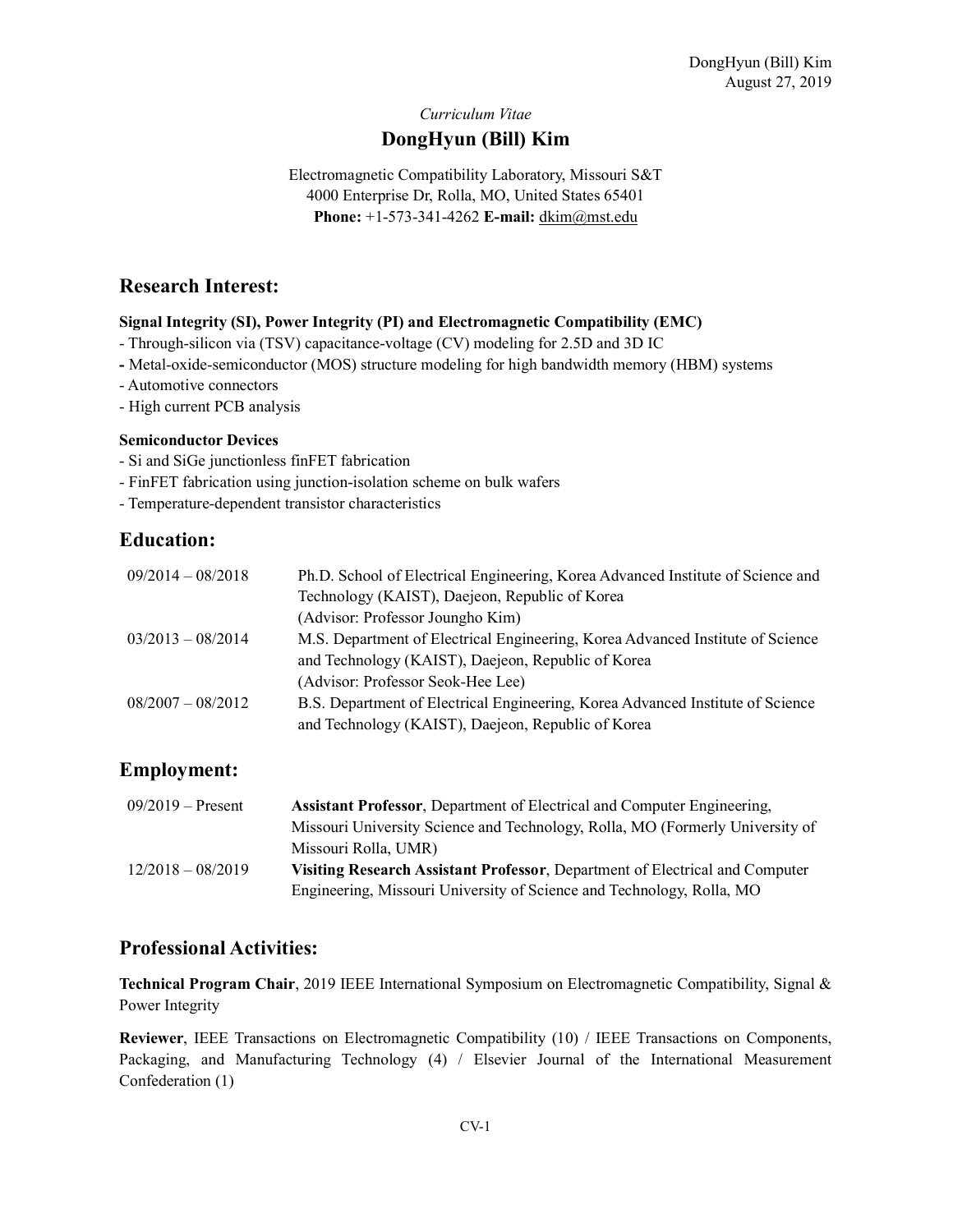*Curriculum Vitae*

# DongHyun (Bill) Kim

Electromagnetic Compatibility Laboratory, Missouri S&T
4000 Enterprise Dr, Rolla, MO, United States 65401
**Phone:** +1-573-341-4262 **E-mail:** dkim@mst.edu

## Research Interest:

**Signal Integrity (SI), Power Integrity (PI) and Electromagnetic Compatibility (EMC)**

- Through-silicon via (TSV) capacitance-voltage (CV) modeling for 2.5D and 3D IC
- Metal-oxide-semiconductor (MOS) structure modeling for high bandwidth memory (HBM) systems
- Automotive connectors
- High current PCB analysis

**Semiconductor Devices**

- Si and SiGe junctionless finFET fabrication
- FinFET fabrication using junction-isolation scheme on bulk wafers
- Temperature-dependent transistor characteristics

## Education:

| | |
|---|---|
| 09/2014 – 08/2018 | Ph.D. School of Electrical Engineering, Korea Advanced Institute of Science and Technology (KAIST), Daejeon, Republic of Korea (Advisor: Professor Joungho Kim) |
| 03/2013 – 08/2014 | M.S. Department of Electrical Engineering, Korea Advanced Institute of Science and Technology (KAIST), Daejeon, Republic of Korea (Advisor: Professor Seok-Hee Lee) |
| 08/2007 – 08/2012 | B.S. Department of Electrical Engineering, Korea Advanced Institute of Science and Technology (KAIST), Daejeon, Republic of Korea |

## Employment:

| | |
|---|---|
| 09/2019 – Present | **Assistant Professor**, Department of Electrical and Computer Engineering, Missouri University Science and Technology, Rolla, MO (Formerly University of Missouri Rolla, UMR) |
| 12/2018 – 08/2019 | **Visiting Research Assistant Professor**, Department of Electrical and Computer Engineering, Missouri University of Science and Technology, Rolla, MO |

## Professional Activities:

**Technical Program Chair**, 2019 IEEE International Symposium on Electromagnetic Compatibility, Signal & Power Integrity

**Reviewer**, IEEE Transactions on Electromagnetic Compatibility (10) / IEEE Transactions on Components, Packaging, and Manufacturing Technology (4) / Elsevier Journal of the International Measurement Confederation (1)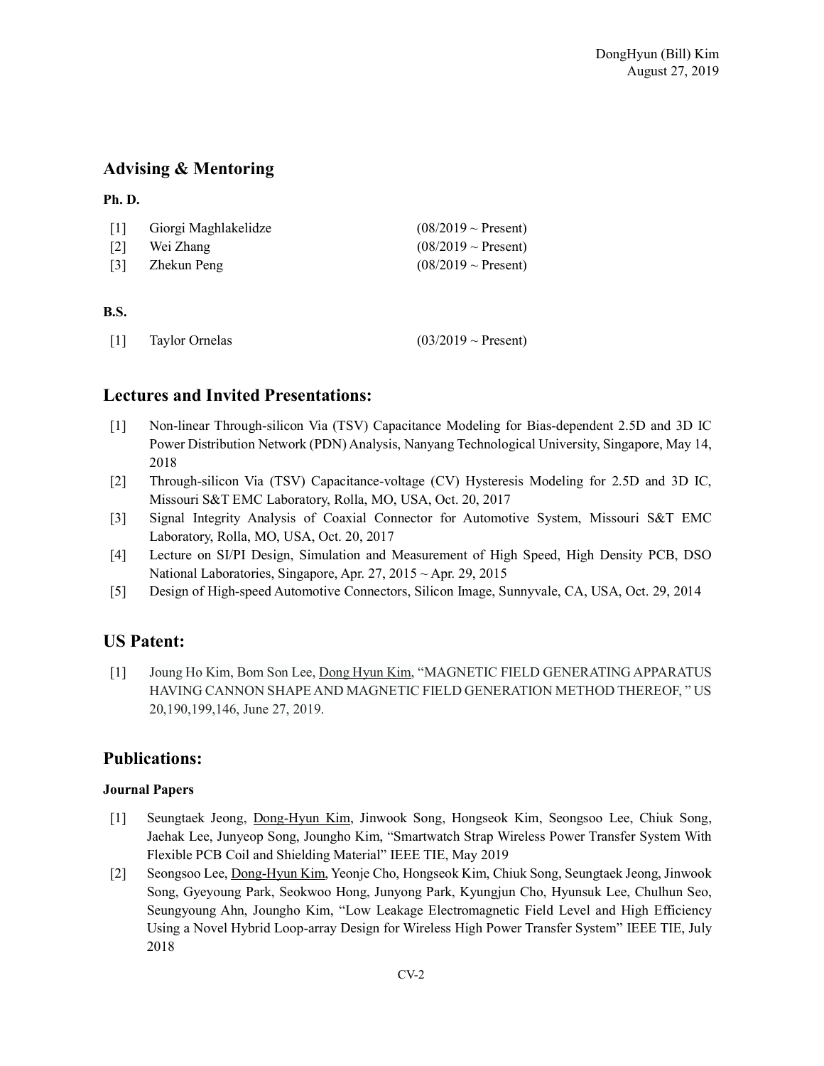## Advising & Mentoring

**Ph. D.**

[1] Giorgi Maghlakelidze (08/2019 ~ Present)
[2] Wei Zhang (08/2019 ~ Present)
[3] Zhekun Peng (08/2019 ~ Present)

**B.S.**

[1] Taylor Ornelas (03/2019 ~ Present)

## Lectures and Invited Presentations:

[1] Non-linear Through-silicon Via (TSV) Capacitance Modeling for Bias-dependent 2.5D and 3D IC Power Distribution Network (PDN) Analysis, Nanyang Technological University, Singapore, May 14, 2018
[2] Through-silicon Via (TSV) Capacitance-voltage (CV) Hysteresis Modeling for 2.5D and 3D IC, Missouri S&T EMC Laboratory, Rolla, MO, USA, Oct. 20, 2017
[3] Signal Integrity Analysis of Coaxial Connector for Automotive System, Missouri S&T EMC Laboratory, Rolla, MO, USA, Oct. 20, 2017
[4] Lecture on SI/PI Design, Simulation and Measurement of High Speed, High Density PCB, DSO National Laboratories, Singapore, Apr. 27, 2015 ~ Apr. 29, 2015
[5] Design of High-speed Automotive Connectors, Silicon Image, Sunnyvale, CA, USA, Oct. 29, 2014

## US Patent:

[1] Joung Ho Kim, Bom Son Lee, Dong Hyun Kim, "MAGNETIC FIELD GENERATING APPARATUS HAVING CANNON SHAPE AND MAGNETIC FIELD GENERATION METHOD THEREOF, " US 20,190,199,146, June 27, 2019.

## Publications:

**Journal Papers**

[1] Seungtaek Jeong, Dong-Hyun Kim, Jinwook Song, Hongseok Kim, Seongsoo Lee, Chiuk Song, Jaehak Lee, Junyeop Song, Joungho Kim, "Smartwatch Strap Wireless Power Transfer System With Flexible PCB Coil and Shielding Material" IEEE TIE, May 2019
[2] Seongsoo Lee, Dong-Hyun Kim, Yeonje Cho, Hongseok Kim, Chiuk Song, Seungtaek Jeong, Jinwook Song, Gyeyoung Park, Seokwoo Hong, Junyong Park, Kyungjun Cho, Hyunsuk Lee, Chulhun Seo, Seungyoung Ahn, Joungho Kim, "Low Leakage Electromagnetic Field Level and High Efficiency Using a Novel Hybrid Loop-array Design for Wireless High Power Transfer System" IEEE TIE, July 2018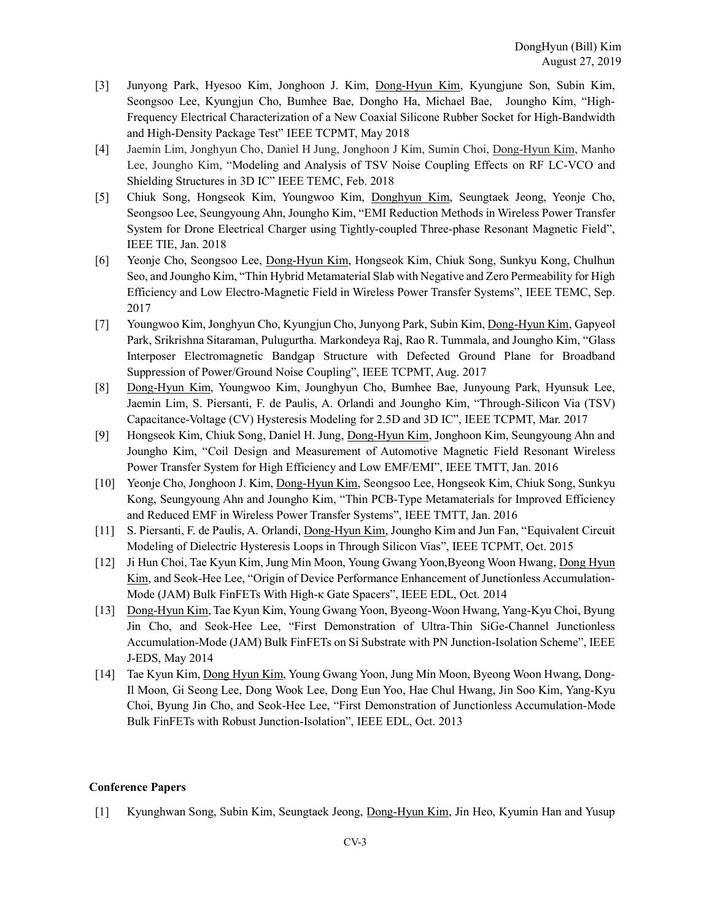[3] Junyong Park, Hyesoo Kim, Jonghoon J. Kim, Dong-Hyun Kim, Kyungjune Son, Subin Kim, Seongsoo Lee, Kyungjun Cho, Bumhee Bae, Dongho Ha, Michael Bae, Joungho Kim, "High-Frequency Electrical Characterization of a New Coaxial Silicone Rubber Socket for High-Bandwidth and High-Density Package Test" IEEE TCPMT, May 2018

[4] Jaemin Lim, Jonghyun Cho, Daniel H Jung, Jonghoon J Kim, Sumin Choi, Dong-Hyun Kim, Manho Lee, Joungho Kim, "Modeling and Analysis of TSV Noise Coupling Effects on RF LC-VCO and Shielding Structures in 3D IC" IEEE TEMC, Feb. 2018

[5] Chiuk Song, Hongseok Kim, Youngwoo Kim, Donghyun Kim, Seungtaek Jeong, Yeonje Cho, Seongsoo Lee, Seungyoung Ahn, Joungho Kim, "EMI Reduction Methods in Wireless Power Transfer System for Drone Electrical Charger using Tightly-coupled Three-phase Resonant Magnetic Field", IEEE TIE, Jan. 2018

[6] Yeonje Cho, Seongsoo Lee, Dong-Hyun Kim, Hongseok Kim, Chiuk Song, Sunkyu Kong, Chulhun Seo, and Joungho Kim, "Thin Hybrid Metamaterial Slab with Negative and Zero Permeability for High Efficiency and Low Electro-Magnetic Field in Wireless Power Transfer Systems", IEEE TEMC, Sep. 2017

[7] Youngwoo Kim, Jonghyun Cho, Kyungjun Cho, Junyong Park, Subin Kim, Dong-Hyun Kim, Gapyeol Park, Srikrishna Sitaraman, Pulugurtha. Markondeya Raj, Rao R. Tummala, and Joungho Kim, "Glass Interposer Electromagnetic Bandgap Structure with Defected Ground Plane for Broadband Suppression of Power/Ground Noise Coupling", IEEE TCPMT, Aug. 2017

[8] Dong-Hyun Kim, Youngwoo Kim, Jounghyun Cho, Bumhee Bae, Junyoung Park, Hyunsuk Lee, Jaemin Lim, S. Piersanti, F. de Paulis, A. Orlandi and Joungho Kim, "Through-Silicon Via (TSV) Capacitance-Voltage (CV) Hysteresis Modeling for 2.5D and 3D IC", IEEE TCPMT, Mar. 2017

[9] Hongseok Kim, Chiuk Song, Daniel H. Jung, Dong-Hyun Kim, Jonghoon Kim, Seungyoung Ahn and Joungho Kim, "Coil Design and Measurement of Automotive Magnetic Field Resonant Wireless Power Transfer System for High Efficiency and Low EMF/EMI", IEEE TMTT, Jan. 2016

[10] Yeonje Cho, Jonghoon J. Kim, Dong-Hyun Kim, Seongsoo Lee, Hongseok Kim, Chiuk Song, Sunkyu Kong, Seungyoung Ahn and Joungho Kim, "Thin PCB-Type Metamaterials for Improved Efficiency and Reduced EMF in Wireless Power Transfer Systems", IEEE TMTT, Jan. 2016

[11] S. Piersanti, F. de Paulis, A. Orlandi, Dong-Hyun Kim, Joungho Kim and Jun Fan, "Equivalent Circuit Modeling of Dielectric Hysteresis Loops in Through Silicon Vias", IEEE TCPMT, Oct. 2015

[12] Ji Hun Choi, Tae Kyun Kim, Jung Min Moon, Young Gwang Yoon,Byeong Woon Hwang, Dong Hyun Kim, and Seok-Hee Lee, "Origin of Device Performance Enhancement of Junctionless Accumulation-Mode (JAM) Bulk FinFETs With High-κ Gate Spacers", IEEE EDL, Oct. 2014

[13] Dong-Hyun Kim, Tae Kyun Kim, Young Gwang Yoon, Byeong-Woon Hwang, Yang-Kyu Choi, Byung Jin Cho, and Seok-Hee Lee, "First Demonstration of Ultra-Thin SiGe-Channel Junctionless Accumulation-Mode (JAM) Bulk FinFETs on Si Substrate with PN Junction-Isolation Scheme", IEEE J-EDS, May 2014

[14] Tae Kyun Kim, Dong Hyun Kim, Young Gwang Yoon, Jung Min Moon, Byeong Woon Hwang, Dong-Il Moon, Gi Seong Lee, Dong Wook Lee, Dong Eun Yoo, Hae Chul Hwang, Jin Soo Kim, Yang-Kyu Choi, Byung Jin Cho, and Seok-Hee Lee, "First Demonstration of Junctionless Accumulation-Mode Bulk FinFETs with Robust Junction-Isolation", IEEE EDL, Oct. 2013

**Conference Papers**

[1] Kyunghwan Song, Subin Kim, Seungtaek Jeong, Dong-Hyun Kim, Jin Heo, Kyumin Han and Yusup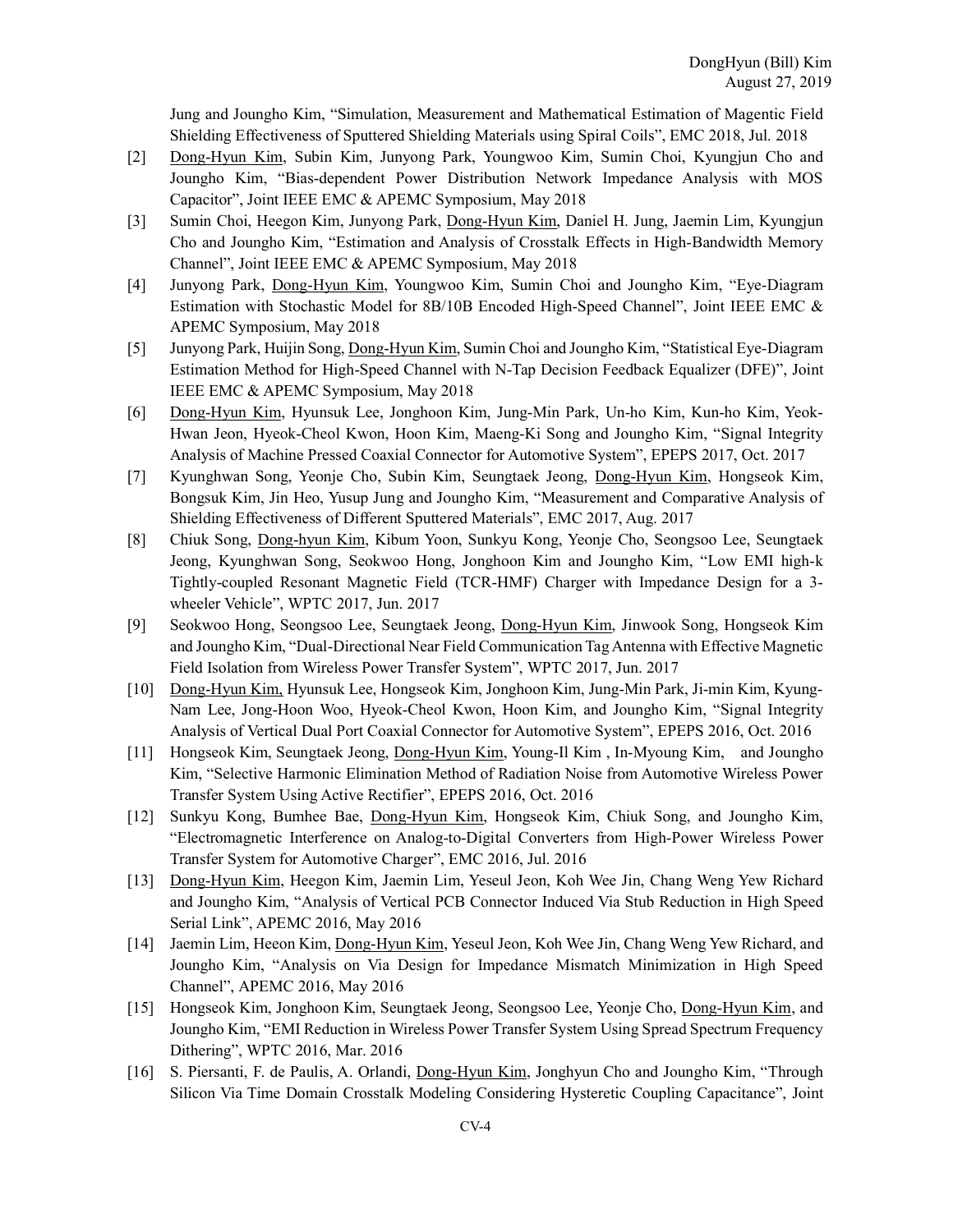Jung and Joungho Kim, "Simulation, Measurement and Mathematical Estimation of Magentic Field Shielding Effectiveness of Sputtered Shielding Materials using Spiral Coils", EMC 2018, Jul. 2018

[2] Dong-Hyun Kim, Subin Kim, Junyong Park, Youngwoo Kim, Sumin Choi, Kyungjun Cho and Joungho Kim, "Bias-dependent Power Distribution Network Impedance Analysis with MOS Capacitor", Joint IEEE EMC & APEMC Symposium, May 2018

[3] Sumin Choi, Heegon Kim, Junyong Park, Dong-Hyun Kim, Daniel H. Jung, Jaemin Lim, Kyungjun Cho and Joungho Kim, "Estimation and Analysis of Crosstalk Effects in High-Bandwidth Memory Channel", Joint IEEE EMC & APEMC Symposium, May 2018

[4] Junyong Park, Dong-Hyun Kim, Youngwoo Kim, Sumin Choi and Joungho Kim, "Eye-Diagram Estimation with Stochastic Model for 8B/10B Encoded High-Speed Channel", Joint IEEE EMC & APEMC Symposium, May 2018

[5] Junyong Park, Huijin Song, Dong-Hyun Kim, Sumin Choi and Joungho Kim, "Statistical Eye-Diagram Estimation Method for High-Speed Channel with N-Tap Decision Feedback Equalizer (DFE)", Joint IEEE EMC & APEMC Symposium, May 2018

[6] Dong-Hyun Kim, Hyunsuk Lee, Jonghoon Kim, Jung-Min Park, Un-ho Kim, Kun-ho Kim, Yeok-Hwan Jeon, Hyeok-Cheol Kwon, Hoon Kim, Maeng-Ki Song and Joungho Kim, "Signal Integrity Analysis of Machine Pressed Coaxial Connector for Automotive System", EPEPS 2017, Oct. 2017

[7] Kyunghwan Song, Yeonje Cho, Subin Kim, Seungtaek Jeong, Dong-Hyun Kim, Hongseok Kim, Bongsuk Kim, Jin Heo, Yusup Jung and Joungho Kim, "Measurement and Comparative Analysis of Shielding Effectiveness of Different Sputtered Materials", EMC 2017, Aug. 2017

[8] Chiuk Song, Dong-hyun Kim, Kibum Yoon, Sunkyu Kong, Yeonje Cho, Seongsoo Lee, Seungtaek Jeong, Kyunghwan Song, Seokwoo Hong, Jonghoon Kim and Joungho Kim, "Low EMI high-k Tightly-coupled Resonant Magnetic Field (TCR-HMF) Charger with Impedance Design for a 3-wheeler Vehicle", WPTC 2017, Jun. 2017

[9] Seokwoo Hong, Seongsoo Lee, Seungtaek Jeong, Dong-Hyun Kim, Jinwook Song, Hongseok Kim and Joungho Kim, "Dual-Directional Near Field Communication Tag Antenna with Effective Magnetic Field Isolation from Wireless Power Transfer System", WPTC 2017, Jun. 2017

[10] Dong-Hyun Kim, Hyunsuk Lee, Hongseok Kim, Jonghoon Kim, Jung-Min Park, Ji-min Kim, Kyung-Nam Lee, Jong-Hoon Woo, Hyeok-Cheol Kwon, Hoon Kim, and Joungho Kim, "Signal Integrity Analysis of Vertical Dual Port Coaxial Connector for Automotive System", EPEPS 2016, Oct. 2016

[11] Hongseok Kim, Seungtaek Jeong, Dong-Hyun Kim, Young-Il Kim , In-Myoung Kim, and Joungho Kim, "Selective Harmonic Elimination Method of Radiation Noise from Automotive Wireless Power Transfer System Using Active Rectifier", EPEPS 2016, Oct. 2016

[12] Sunkyu Kong, Bumhee Bae, Dong-Hyun Kim, Hongseok Kim, Chiuk Song, and Joungho Kim, "Electromagnetic Interference on Analog-to-Digital Converters from High-Power Wireless Power Transfer System for Automotive Charger", EMC 2016, Jul. 2016

[13] Dong-Hyun Kim, Heegon Kim, Jaemin Lim, Yeseul Jeon, Koh Wee Jin, Chang Weng Yew Richard and Joungho Kim, "Analysis of Vertical PCB Connector Induced Via Stub Reduction in High Speed Serial Link", APEMC 2016, May 2016

[14] Jaemin Lim, Heeon Kim, Dong-Hyun Kim, Yeseul Jeon, Koh Wee Jin, Chang Weng Yew Richard, and Joungho Kim, "Analysis on Via Design for Impedance Mismatch Minimization in High Speed Channel", APEMC 2016, May 2016

[15] Hongseok Kim, Jonghoon Kim, Seungtaek Jeong, Seongsoo Lee, Yeonje Cho, Dong-Hyun Kim, and Joungho Kim, "EMI Reduction in Wireless Power Transfer System Using Spread Spectrum Frequency Dithering", WPTC 2016, Mar. 2016

[16] S. Piersanti, F. de Paulis, A. Orlandi, Dong-Hyun Kim, Jonghyun Cho and Joungho Kim, "Through Silicon Via Time Domain Crosstalk Modeling Considering Hysteretic Coupling Capacitance", Joint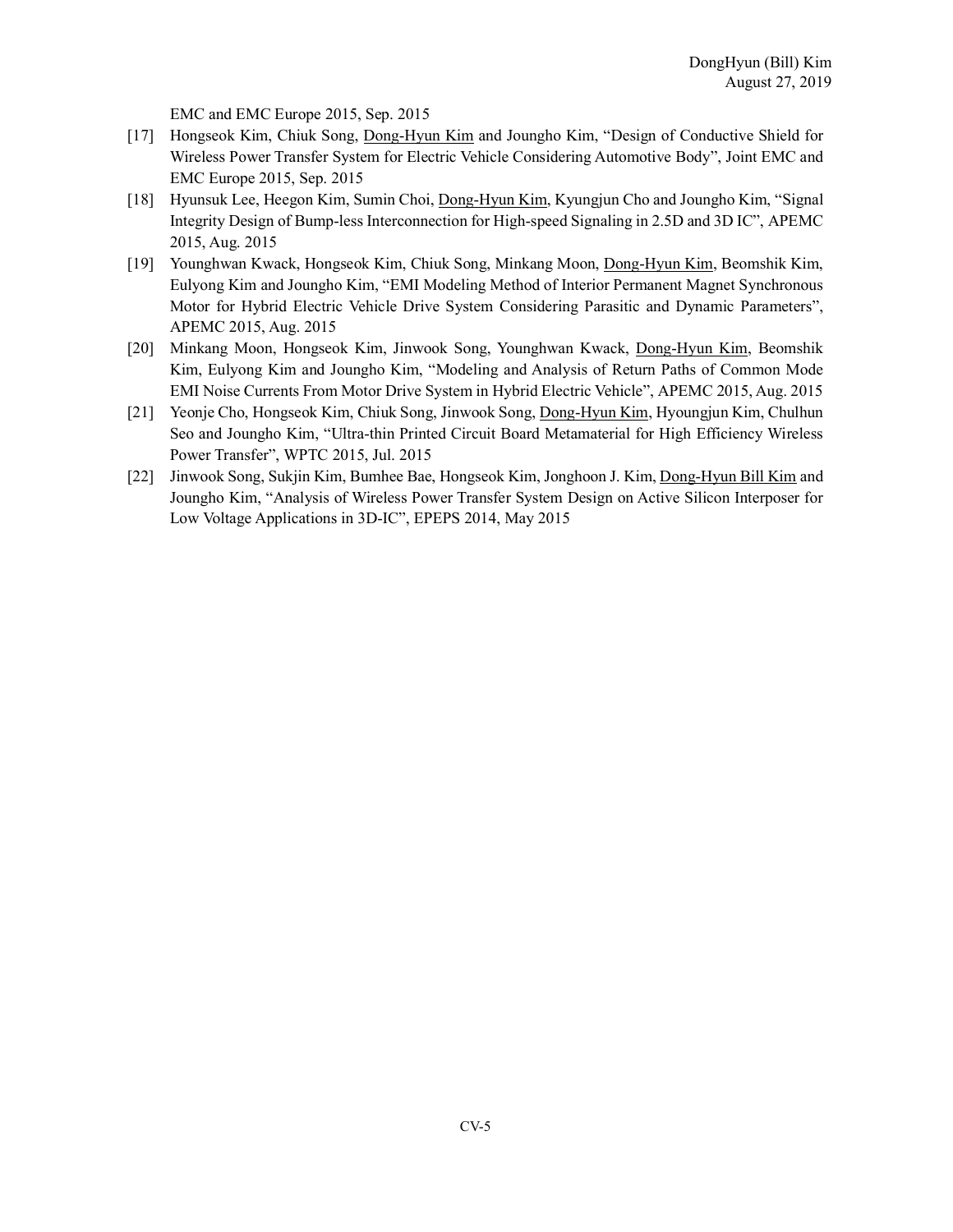EMC and EMC Europe 2015, Sep. 2015

[17] Hongseok Kim, Chiuk Song, Dong-Hyun Kim and Joungho Kim, "Design of Conductive Shield for Wireless Power Transfer System for Electric Vehicle Considering Automotive Body", Joint EMC and EMC Europe 2015, Sep. 2015

[18] Hyunsuk Lee, Heegon Kim, Sumin Choi, Dong-Hyun Kim, Kyungjun Cho and Joungho Kim, "Signal Integrity Design of Bump-less Interconnection for High-speed Signaling in 2.5D and 3D IC", APEMC 2015, Aug. 2015

[19] Younghwan Kwack, Hongseok Kim, Chiuk Song, Minkang Moon, Dong-Hyun Kim, Beomshik Kim, Eulyong Kim and Joungho Kim, "EMI Modeling Method of Interior Permanent Magnet Synchronous Motor for Hybrid Electric Vehicle Drive System Considering Parasitic and Dynamic Parameters", APEMC 2015, Aug. 2015

[20] Minkang Moon, Hongseok Kim, Jinwook Song, Younghwan Kwack, Dong-Hyun Kim, Beomshik Kim, Eulyong Kim and Joungho Kim, "Modeling and Analysis of Return Paths of Common Mode EMI Noise Currents From Motor Drive System in Hybrid Electric Vehicle", APEMC 2015, Aug. 2015

[21] Yeonje Cho, Hongseok Kim, Chiuk Song, Jinwook Song, Dong-Hyun Kim, Hyoungjun Kim, Chulhun Seo and Joungho Kim, "Ultra-thin Printed Circuit Board Metamaterial for High Efficiency Wireless Power Transfer", WPTC 2015, Jul. 2015

[22] Jinwook Song, Sukjin Kim, Bumhee Bae, Hongseok Kim, Jonghoon J. Kim, Dong-Hyun Bill Kim and Joungho Kim, "Analysis of Wireless Power Transfer System Design on Active Silicon Interposer for Low Voltage Applications in 3D-IC", EPEPS 2014, May 2015